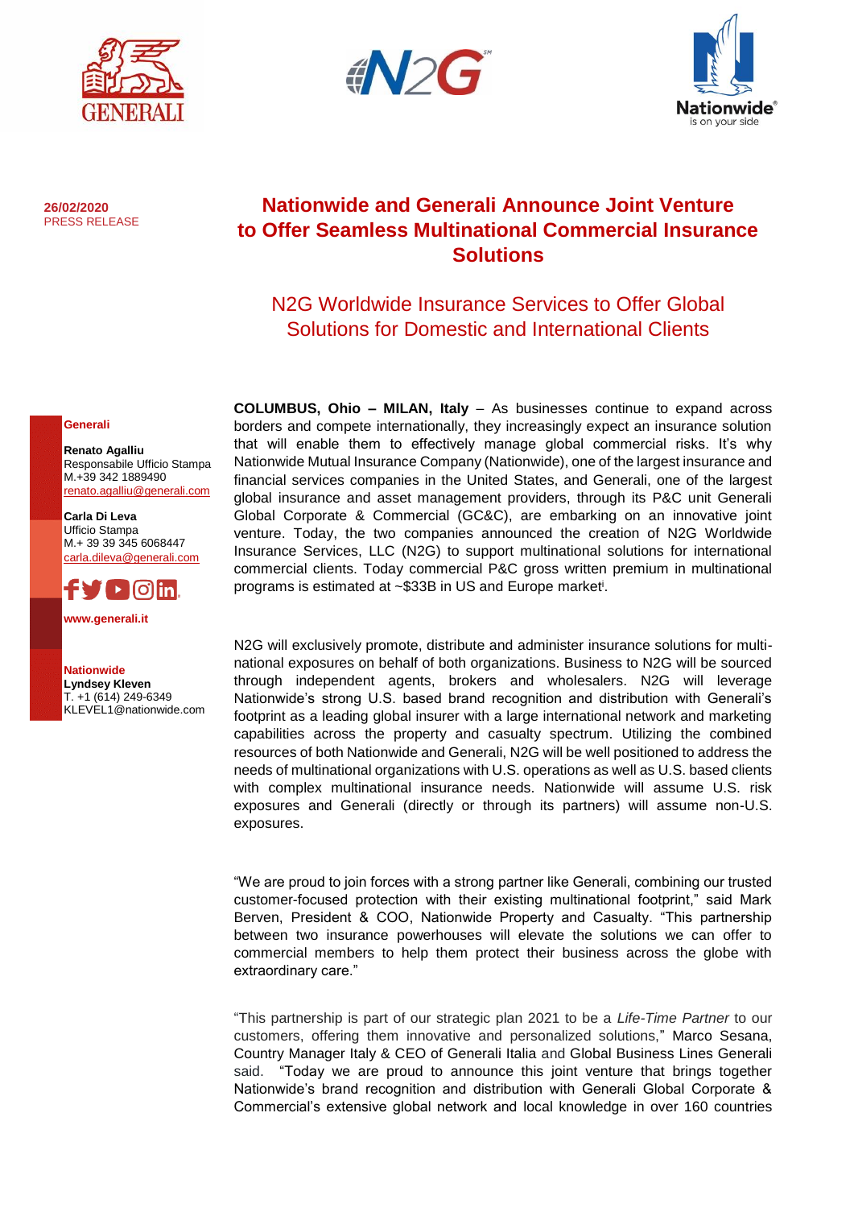26/02/2020
PRESS RELEASE

# Nationwide and Generali Announce Joint Venture to Offer Seamless Multinational Commercial Insurance Solutions

## N2G Worldwide Insurance Services to Offer Global Solutions for Domestic and International Clients

**Generali**

**Renato Agalliu**
Responsabile Ufficio Stampa
M.+39 342 1889490
renato.agalliu@generali.com

**Carla Di Leva**
Ufficio Stampa
M.+ 39 39 345 6068447
carla.dileva@generali.com

**www.generali.it**

**Nationwide**
**Lyndsey Kleven**
T. +1 (614) 249-6349
KLEVEL1@nationwide.com

**COLUMBUS, Ohio – MILAN, Italy** – As businesses continue to expand across borders and compete internationally, they increasingly expect an insurance solution that will enable them to effectively manage global commercial risks. It's why Nationwide Mutual Insurance Company (Nationwide), one of the largest insurance and financial services companies in the United States, and Generali, one of the largest global insurance and asset management providers, through its P&C unit Generali Global Corporate & Commercial (GC&C), are embarking on an innovative joint venture. Today, the two companies announced the creation of N2G Worldwide Insurance Services, LLC (N2G) to support multinational solutions for international commercial clients. Today commercial P&C gross written premium in multinational programs is estimated at ~$33B in US and Europe market[i].

N2G will exclusively promote, distribute and administer insurance solutions for multi-national exposures on behalf of both organizations. Business to N2G will be sourced through independent agents, brokers and wholesalers. N2G will leverage Nationwide's strong U.S. based brand recognition and distribution with Generali's footprint as a leading global insurer with a large international network and marketing capabilities across the property and casualty spectrum. Utilizing the combined resources of both Nationwide and Generali, N2G will be well positioned to address the needs of multinational organizations with U.S. operations as well as U.S. based clients with complex multinational insurance needs. Nationwide will assume U.S. risk exposures and Generali (directly or through its partners) will assume non-U.S. exposures.

"We are proud to join forces with a strong partner like Generali, combining our trusted customer-focused protection with their existing multinational footprint," said Mark Berven, President & COO, Nationwide Property and Casualty. "This partnership between two insurance powerhouses will elevate the solutions we can offer to commercial members to help them protect their business across the globe with extraordinary care."

"This partnership is part of our strategic plan 2021 to be a *Life-Time Partner* to our customers, offering them innovative and personalized solutions," Marco Sesana, Country Manager Italy & CEO of Generali Italia and Global Business Lines Generali said. "Today we are proud to announce this joint venture that brings together Nationwide's brand recognition and distribution with Generali Global Corporate & Commercial's extensive global network and local knowledge in over 160 countries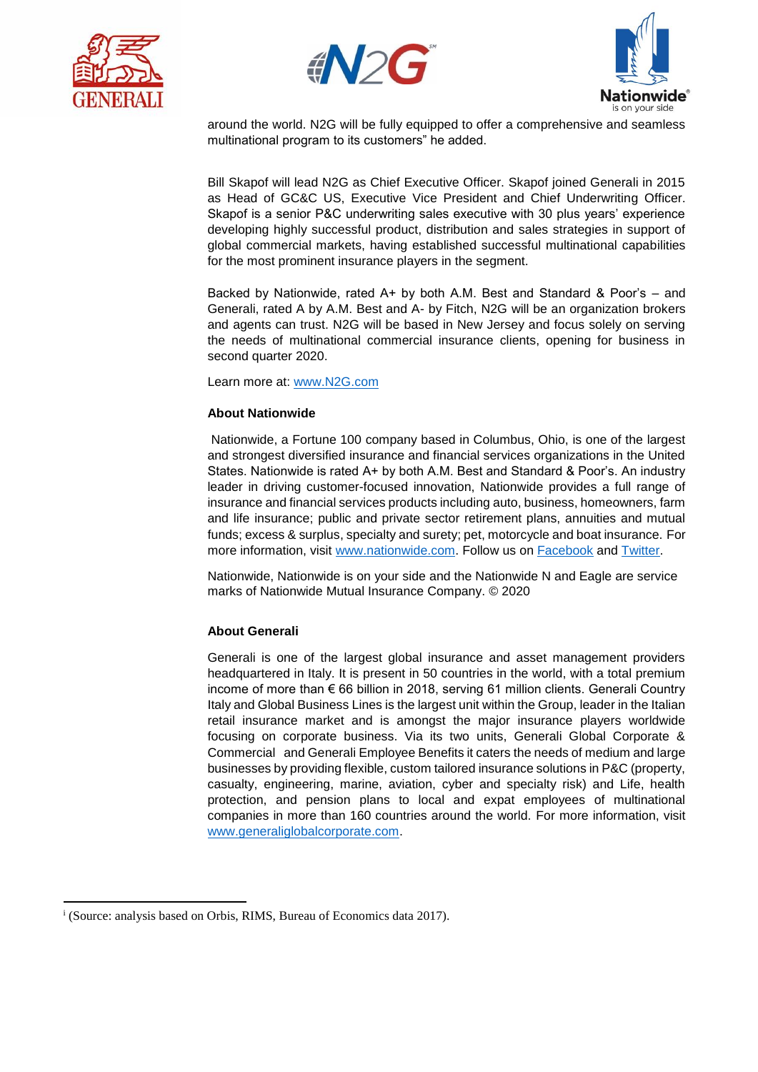around the world. N2G will be fully equipped to offer a comprehensive and seamless multinational program to its customers" he added.

Bill Skapof will lead N2G as Chief Executive Officer. Skapof joined Generali in 2015 as Head of GC&C US, Executive Vice President and Chief Underwriting Officer. Skapof is a senior P&C underwriting sales executive with 30 plus years' experience developing highly successful product, distribution and sales strategies in support of global commercial markets, having established successful multinational capabilities for the most prominent insurance players in the segment.

Backed by Nationwide, rated A+ by both A.M. Best and Standard & Poor's – and Generali, rated A by A.M. Best and A- by Fitch, N2G will be an organization brokers and agents can trust. N2G will be based in New Jersey and focus solely on serving the needs of multinational commercial insurance clients, opening for business in second quarter 2020.

Learn more at: [www.N2G.com](http://www.N2G.com)

**About Nationwide**

Nationwide, a Fortune 100 company based in Columbus, Ohio, is one of the largest and strongest diversified insurance and financial services organizations in the United States. Nationwide is rated A+ by both A.M. Best and Standard & Poor's. An industry leader in driving customer-focused innovation, Nationwide provides a full range of insurance and financial services products including auto, business, homeowners, farm and life insurance; public and private sector retirement plans, annuities and mutual funds; excess & surplus, specialty and surety; pet, motorcycle and boat insurance. For more information, visit [www.nationwide.com](http://www.nationwide.com). Follow us on Facebook and Twitter.

Nationwide, Nationwide is on your side and the Nationwide N and Eagle are service marks of Nationwide Mutual Insurance Company. © 2020

**About Generali**

Generali is one of the largest global insurance and asset management providers headquartered in Italy. It is present in 50 countries in the world, with a total premium income of more than € 66 billion in 2018, serving 61 million clients. Generali Country Italy and Global Business Lines is the largest unit within the Group, leader in the Italian retail insurance market and is amongst the major insurance players worldwide focusing on corporate business. Via its two units, Generali Global Corporate & Commercial and Generali Employee Benefits it caters the needs of medium and large businesses by providing flexible, custom tailored insurance solutions in P&C (property, casualty, engineering, marine, aviation, cyber and specialty risk) and Life, health protection, and pension plans to local and expat employees of multinational companies in more than 160 countries around the world. For more information, visit [www.generaliglobalcorporate.com](http://www.generaliglobalcorporate.com).

---

[i] (Source: analysis based on Orbis, RIMS, Bureau of Economics data 2017).